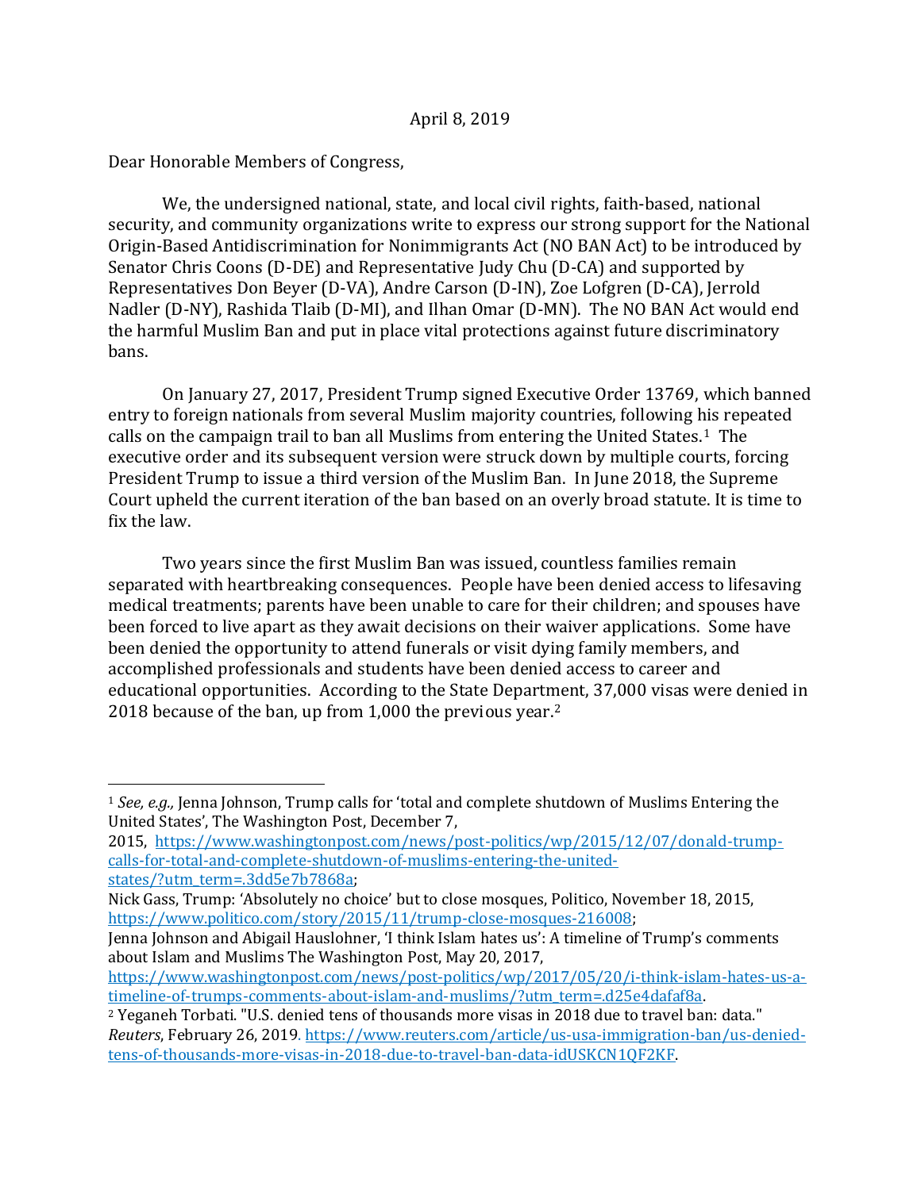April 8, 2019

Dear Honorable Members of Congress,

We, the undersigned national, state, and local civil rights, faith-based, national security, and community organizations write to express our strong support for the National Origin-Based Antidiscrimination for Nonimmigrants Act (NO BAN Act) to be introduced by Senator Chris Coons (D-DE) and Representative Judy Chu (D-CA) and supported by Representatives Don Beyer (D-VA), Andre Carson (D-IN), Zoe Lofgren (D-CA), Jerrold Nadler (D-NY), Rashida Tlaib (D-MI), and Ilhan Omar (D-MN). The NO BAN Act would end the harmful Muslim Ban and put in place vital protections against future discriminatory bans.

On January 27, 2017, President Trump signed Executive Order 13769, which banned entry to foreign nationals from several Muslim majority countries, following his repeated calls on the campaign trail to ban all Muslims from entering the United States.[1] The executive order and its subsequent version were struck down by multiple courts, forcing President Trump to issue a third version of the Muslim Ban. In June 2018, the Supreme Court upheld the current iteration of the ban based on an overly broad statute. It is time to fix the law.

Two years since the first Muslim Ban was issued, countless families remain separated with heartbreaking consequences. People have been denied access to lifesaving medical treatments; parents have been unable to care for their children; and spouses have been forced to live apart as they await decisions on their waiver applications. Some have been denied the opportunity to attend funerals or visit dying family members, and accomplished professionals and students have been denied access to career and educational opportunities. According to the State Department, 37,000 visas were denied in 2018 because of the ban, up from 1,000 the previous year.[2]

---

[1] *See, e.g.,* Jenna Johnson, Trump calls for 'total and complete shutdown of Muslims Entering the United States', The Washington Post, December 7, 2015, https://www.washingtonpost.com/news/post-politics/wp/2015/12/07/donald-trump-calls-for-total-and-complete-shutdown-of-muslims-entering-the-united-states/?utm_term=.3dd5e7b7868a;
Nick Gass, Trump: 'Absolutely no choice' but to close mosques, Politico, November 18, 2015, https://www.politico.com/story/2015/11/trump-close-mosques-216008;
Jenna Johnson and Abigail Hauslohner, 'I think Islam hates us': A timeline of Trump's comments about Islam and Muslims The Washington Post, May 20, 2017, https://www.washingtonpost.com/news/post-politics/wp/2017/05/20/i-think-islam-hates-us-a-timeline-of-trumps-comments-about-islam-and-muslims/?utm_term=.d25e4dafaf8a.

[2] Yeganeh Torbati. "U.S. denied tens of thousands more visas in 2018 due to travel ban: data." *Reuters*, February 26, 2019. https://www.reuters.com/article/us-usa-immigration-ban/us-denied-tens-of-thousands-more-visas-in-2018-due-to-travel-ban-data-idUSKCN1QF2KF.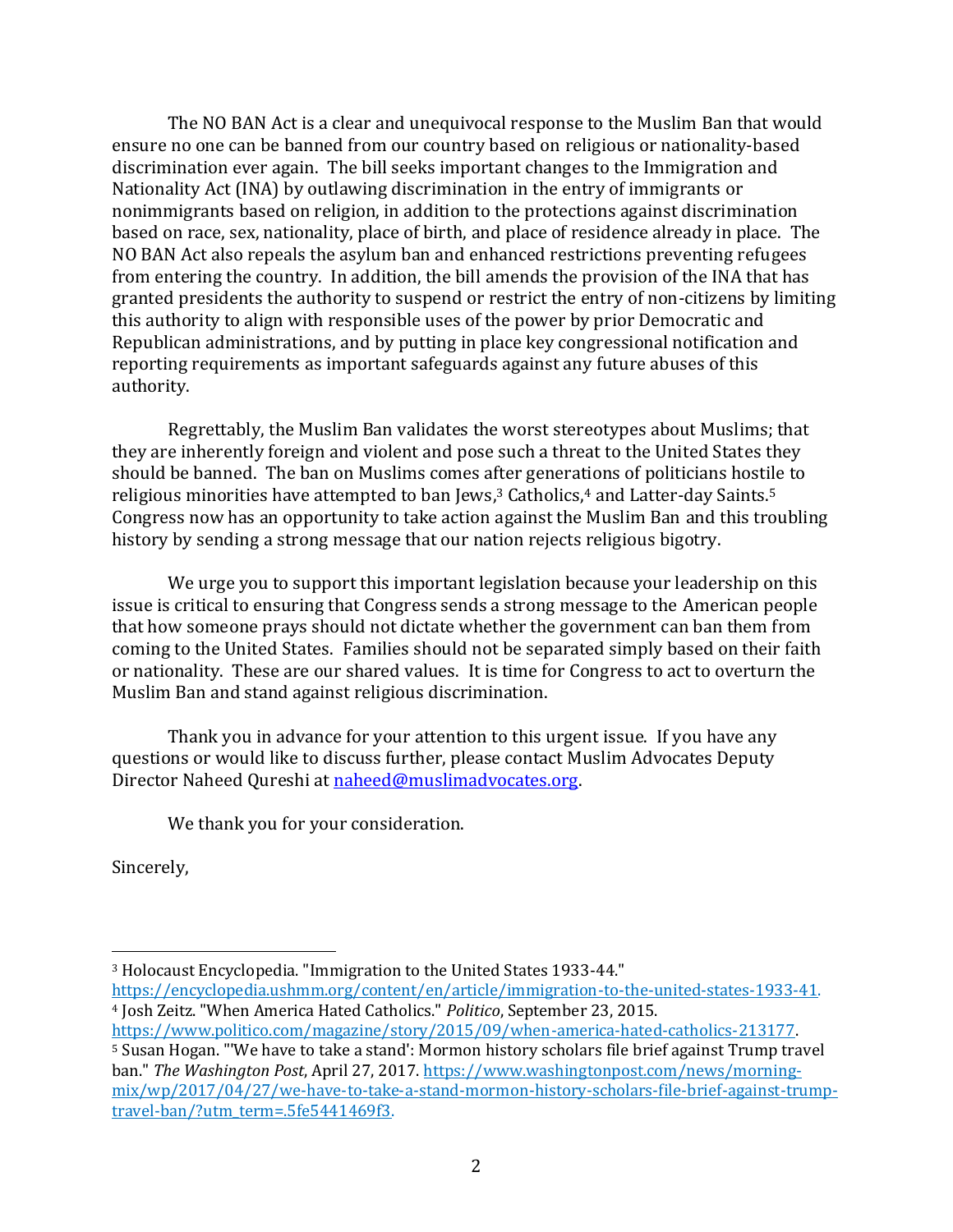The NO BAN Act is a clear and unequivocal response to the Muslim Ban that would ensure no one can be banned from our country based on religious or nationality-based discrimination ever again. The bill seeks important changes to the Immigration and Nationality Act (INA) by outlawing discrimination in the entry of immigrants or nonimmigrants based on religion, in addition to the protections against discrimination based on race, sex, nationality, place of birth, and place of residence already in place. The NO BAN Act also repeals the asylum ban and enhanced restrictions preventing refugees from entering the country. In addition, the bill amends the provision of the INA that has granted presidents the authority to suspend or restrict the entry of non-citizens by limiting this authority to align with responsible uses of the power by prior Democratic and Republican administrations, and by putting in place key congressional notification and reporting requirements as important safeguards against any future abuses of this authority.

Regrettably, the Muslim Ban validates the worst stereotypes about Muslims; that they are inherently foreign and violent and pose such a threat to the United States they should be banned. The ban on Muslims comes after generations of politicians hostile to religious minorities have attempted to ban Jews,[3] Catholics,[4] and Latter-day Saints.[5] Congress now has an opportunity to take action against the Muslim Ban and this troubling history by sending a strong message that our nation rejects religious bigotry.

We urge you to support this important legislation because your leadership on this issue is critical to ensuring that Congress sends a strong message to the American people that how someone prays should not dictate whether the government can ban them from coming to the United States. Families should not be separated simply based on their faith or nationality. These are our shared values. It is time for Congress to act to overturn the Muslim Ban and stand against religious discrimination.

Thank you in advance for your attention to this urgent issue. If you have any questions or would like to discuss further, please contact Muslim Advocates Deputy Director Naheed Qureshi at naheed@muslimadvocates.org.

We thank you for your consideration.

Sincerely,

---

[3] Holocaust Encyclopedia. "Immigration to the United States 1933-44." https://encyclopedia.ushmm.org/content/en/article/immigration-to-the-united-states-1933-41.

[4] Josh Zeitz. "When America Hated Catholics." *Politico*, September 23, 2015. https://www.politico.com/magazine/story/2015/09/when-america-hated-catholics-213177.

[5] Susan Hogan. "'We have to take a stand': Mormon history scholars file brief against Trump travel ban." *The Washington Post*, April 27, 2017. https://www.washingtonpost.com/news/morning-mix/wp/2017/04/27/we-have-to-take-a-stand-mormon-history-scholars-file-brief-against-trump-travel-ban/?utm_term=.5fe5441469f3.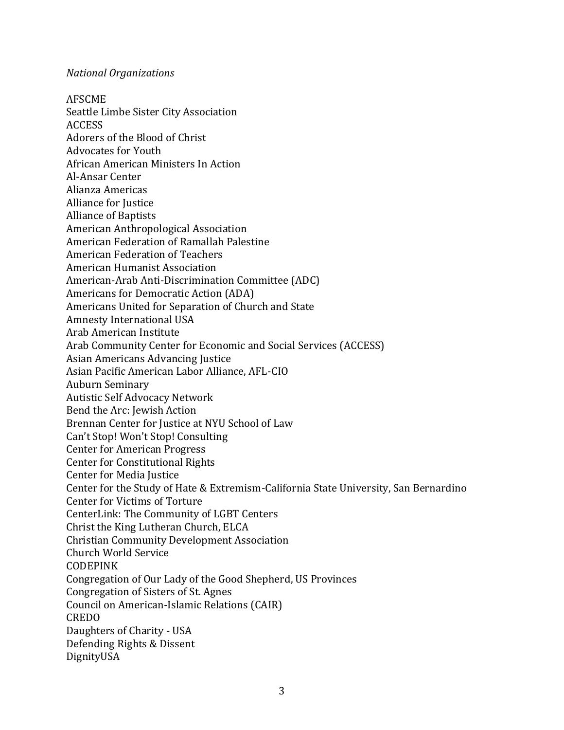*National Organizations*

AFSCME
Seattle Limbe Sister City Association
ACCESS
Adorers of the Blood of Christ
Advocates for Youth
African American Ministers In Action
Al-Ansar Center
Alianza Americas
Alliance for Justice
Alliance of Baptists
American Anthropological Association
American Federation of Ramallah Palestine
American Federation of Teachers
American Humanist Association
American-Arab Anti-Discrimination Committee (ADC)
Americans for Democratic Action (ADA)
Americans United for Separation of Church and State
Amnesty International USA
Arab American Institute
Arab Community Center for Economic and Social Services (ACCESS)
Asian Americans Advancing Justice
Asian Pacific American Labor Alliance, AFL-CIO
Auburn Seminary
Autistic Self Advocacy Network
Bend the Arc: Jewish Action
Brennan Center for Justice at NYU School of Law
Can't Stop! Won't Stop! Consulting
Center for American Progress
Center for Constitutional Rights
Center for Media Justice
Center for the Study of Hate & Extremism-California State University, San Bernardino
Center for Victims of Torture
CenterLink: The Community of LGBT Centers
Christ the King Lutheran Church, ELCA
Christian Community Development Association
Church World Service
CODEPINK
Congregation of Our Lady of the Good Shepherd, US Provinces
Congregation of Sisters of St. Agnes
Council on American-Islamic Relations (CAIR)
CREDO
Daughters of Charity - USA
Defending Rights & Dissent
DignityUSA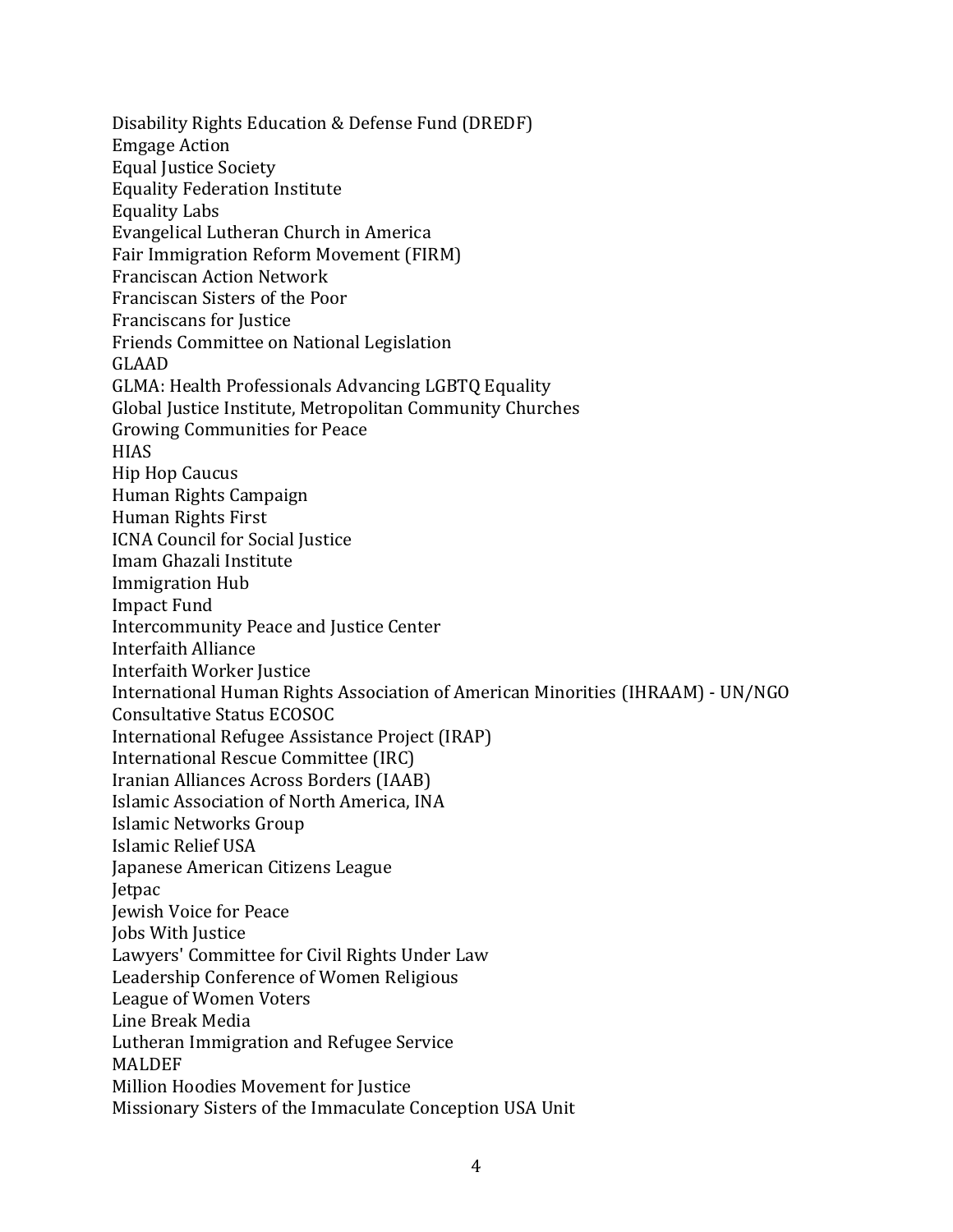Disability Rights Education & Defense Fund (DREDF)
Emgage Action
Equal Justice Society
Equality Federation Institute
Equality Labs
Evangelical Lutheran Church in America
Fair Immigration Reform Movement (FIRM)
Franciscan Action Network
Franciscan Sisters of the Poor
Franciscans for Justice
Friends Committee on National Legislation
GLAAD
GLMA: Health Professionals Advancing LGBTQ Equality
Global Justice Institute, Metropolitan Community Churches
Growing Communities for Peace
HIAS
Hip Hop Caucus
Human Rights Campaign
Human Rights First
ICNA Council for Social Justice
Imam Ghazali Institute
Immigration Hub
Impact Fund
Intercommunity Peace and Justice Center
Interfaith Alliance
Interfaith Worker Justice
International Human Rights Association of American Minorities (IHRAAM) - UN/NGO Consultative Status ECOSOC
International Refugee Assistance Project (IRAP)
International Rescue Committee (IRC)
Iranian Alliances Across Borders (IAAB)
Islamic Association of North America, INA
Islamic Networks Group
Islamic Relief USA
Japanese American Citizens League
Jetpac
Jewish Voice for Peace
Jobs With Justice
Lawyers' Committee for Civil Rights Under Law
Leadership Conference of Women Religious
League of Women Voters
Line Break Media
Lutheran Immigration and Refugee Service
MALDEF
Million Hoodies Movement for Justice
Missionary Sisters of the Immaculate Conception USA Unit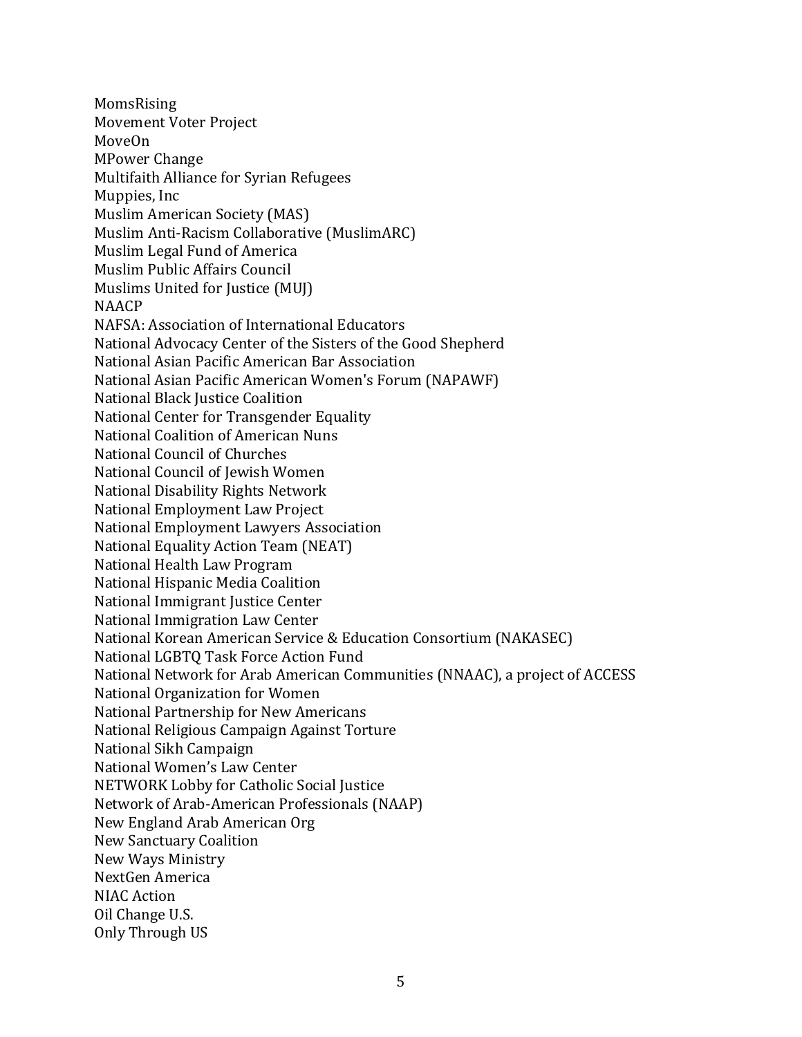MomsRising
Movement Voter Project
MoveOn
MPower Change
Multifaith Alliance for Syrian Refugees
Muppies, Inc
Muslim American Society (MAS)
Muslim Anti-Racism Collaborative (MuslimARC)
Muslim Legal Fund of America
Muslim Public Affairs Council
Muslims United for Justice (MUJ)
NAACP
NAFSA: Association of International Educators
National Advocacy Center of the Sisters of the Good Shepherd
National Asian Pacific American Bar Association
National Asian Pacific American Women's Forum (NAPAWF)
National Black Justice Coalition
National Center for Transgender Equality
National Coalition of American Nuns
National Council of Churches
National Council of Jewish Women
National Disability Rights Network
National Employment Law Project
National Employment Lawyers Association
National Equality Action Team (NEAT)
National Health Law Program
National Hispanic Media Coalition
National Immigrant Justice Center
National Immigration Law Center
National Korean American Service & Education Consortium (NAKASEC)
National LGBTQ Task Force Action Fund
National Network for Arab American Communities (NNAAC), a project of ACCESS
National Organization for Women
National Partnership for New Americans
National Religious Campaign Against Torture
National Sikh Campaign
National Women's Law Center
NETWORK Lobby for Catholic Social Justice
Network of Arab-American Professionals (NAAP)
New England Arab American Org
New Sanctuary Coalition
New Ways Ministry
NextGen America
NIAC Action
Oil Change U.S.
Only Through US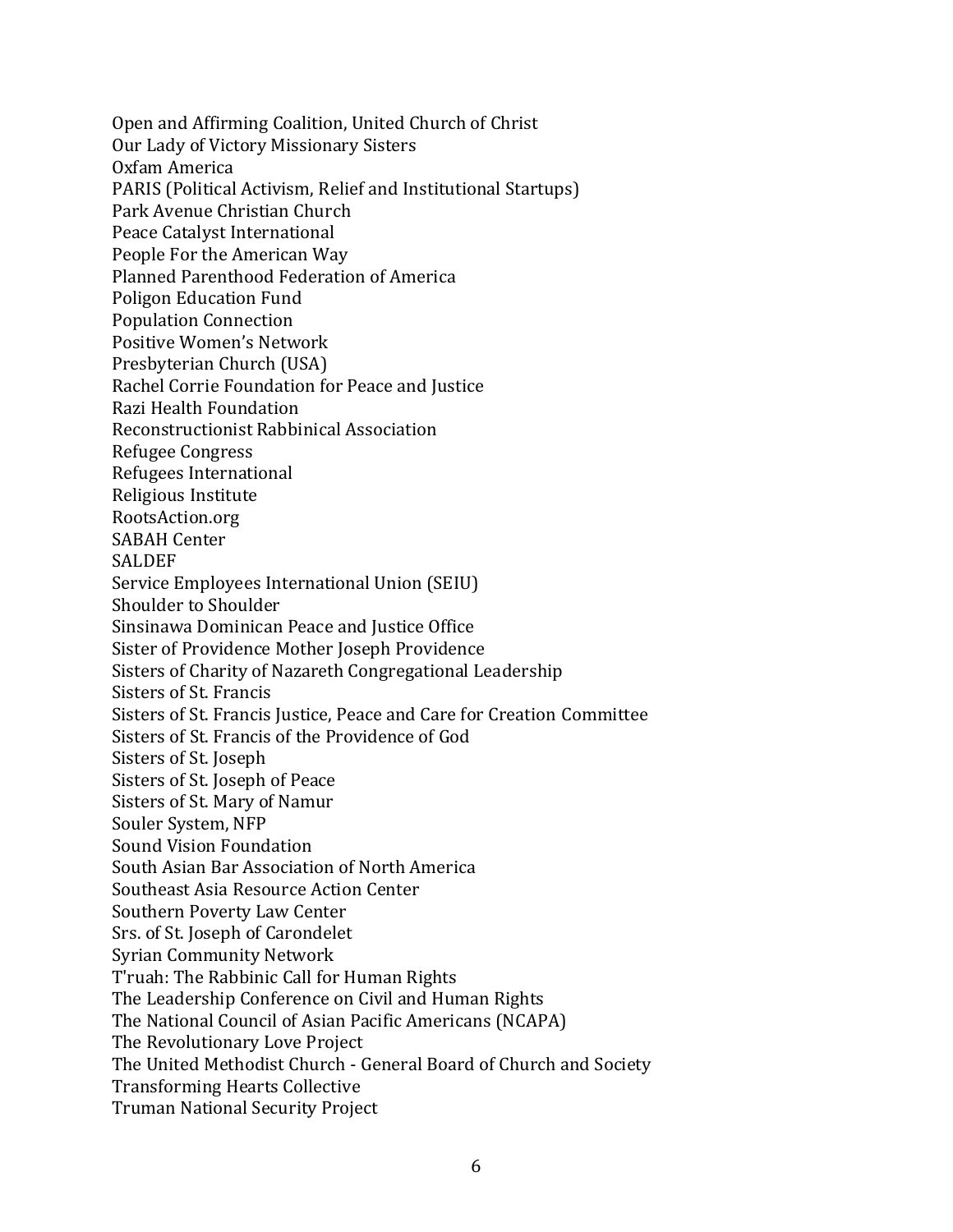Open and Affirming Coalition, United Church of Christ
Our Lady of Victory Missionary Sisters
Oxfam America
PARIS (Political Activism, Relief and Institutional Startups)
Park Avenue Christian Church
Peace Catalyst International
People For the American Way
Planned Parenthood Federation of America
Poligon Education Fund
Population Connection
Positive Women's Network
Presbyterian Church (USA)
Rachel Corrie Foundation for Peace and Justice
Razi Health Foundation
Reconstructionist Rabbinical Association
Refugee Congress
Refugees International
Religious Institute
RootsAction.org
SABAH Center
SALDEF
Service Employees International Union (SEIU)
Shoulder to Shoulder
Sinsinawa Dominican Peace and Justice Office
Sister of Providence Mother Joseph Providence
Sisters of Charity of Nazareth Congregational Leadership
Sisters of St. Francis
Sisters of St. Francis Justice, Peace and Care for Creation Committee
Sisters of St. Francis of the Providence of God
Sisters of St. Joseph
Sisters of St. Joseph of Peace
Sisters of St. Mary of Namur
Souler System, NFP
Sound Vision Foundation
South Asian Bar Association of North America
Southeast Asia Resource Action Center
Southern Poverty Law Center
Srs. of St. Joseph of Carondelet
Syrian Community Network
T'ruah: The Rabbinic Call for Human Rights
The Leadership Conference on Civil and Human Rights
The National Council of Asian Pacific Americans (NCAPA)
The Revolutionary Love Project
The United Methodist Church - General Board of Church and Society
Transforming Hearts Collective
Truman National Security Project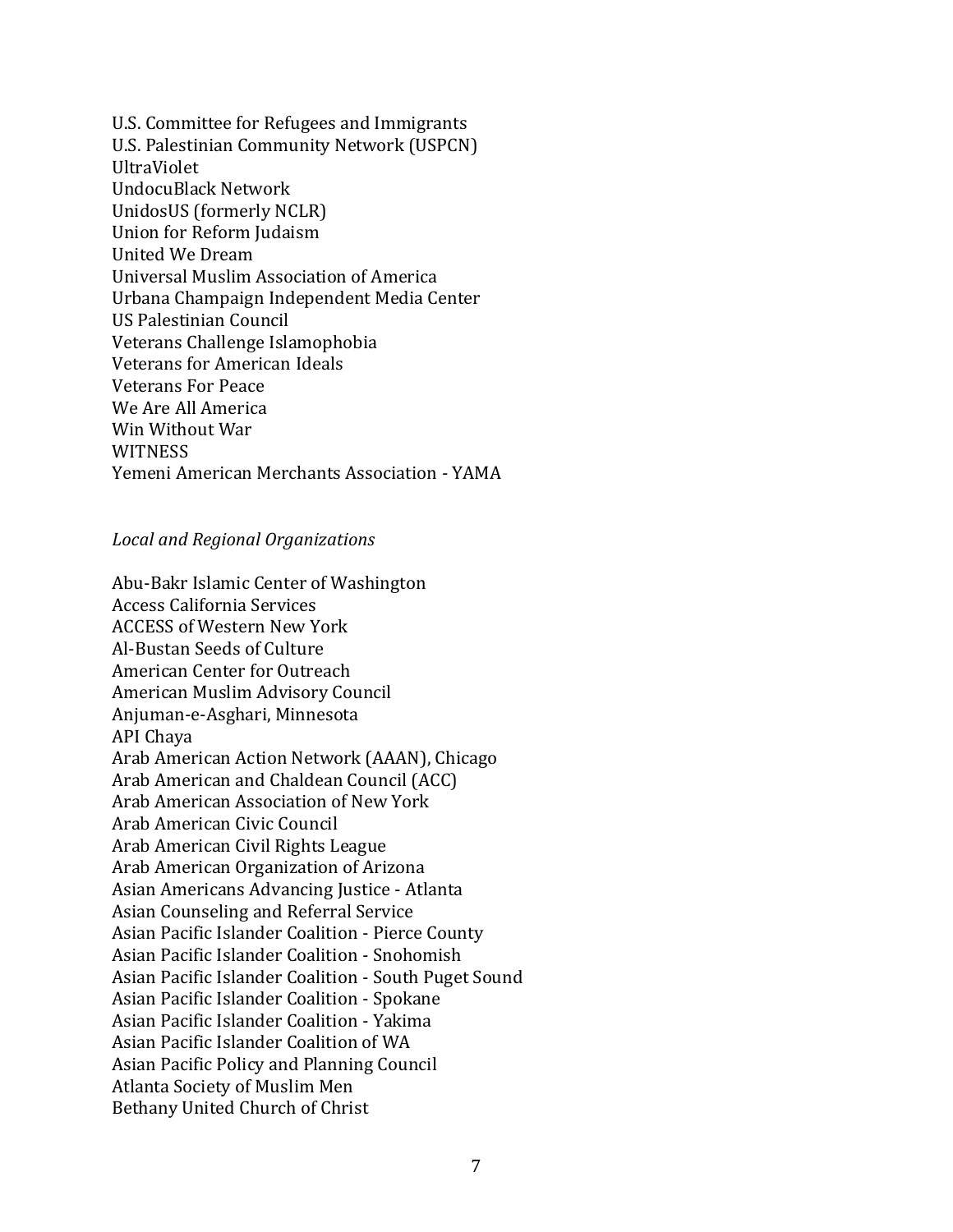U.S. Committee for Refugees and Immigrants
U.S. Palestinian Community Network (USPCN)
UltraViolet
UndocuBlack Network
UnidosUS (formerly NCLR)
Union for Reform Judaism
United We Dream
Universal Muslim Association of America
Urbana Champaign Independent Media Center
US Palestinian Council
Veterans Challenge Islamophobia
Veterans for American Ideals
Veterans For Peace
We Are All America
Win Without War
WITNESS
Yemeni American Merchants Association - YAMA

*Local and Regional Organizations*

Abu-Bakr Islamic Center of Washington
Access California Services
ACCESS of Western New York
Al-Bustan Seeds of Culture
American Center for Outreach
American Muslim Advisory Council
Anjuman-e-Asghari, Minnesota
API Chaya
Arab American Action Network (AAAN), Chicago
Arab American and Chaldean Council (ACC)
Arab American Association of New York
Arab American Civic Council
Arab American Civil Rights League
Arab American Organization of Arizona
Asian Americans Advancing Justice - Atlanta
Asian Counseling and Referral Service
Asian Pacific Islander Coalition - Pierce County
Asian Pacific Islander Coalition - Snohomish
Asian Pacific Islander Coalition - South Puget Sound
Asian Pacific Islander Coalition - Spokane
Asian Pacific Islander Coalition - Yakima
Asian Pacific Islander Coalition of WA
Asian Pacific Policy and Planning Council
Atlanta Society of Muslim Men
Bethany United Church of Christ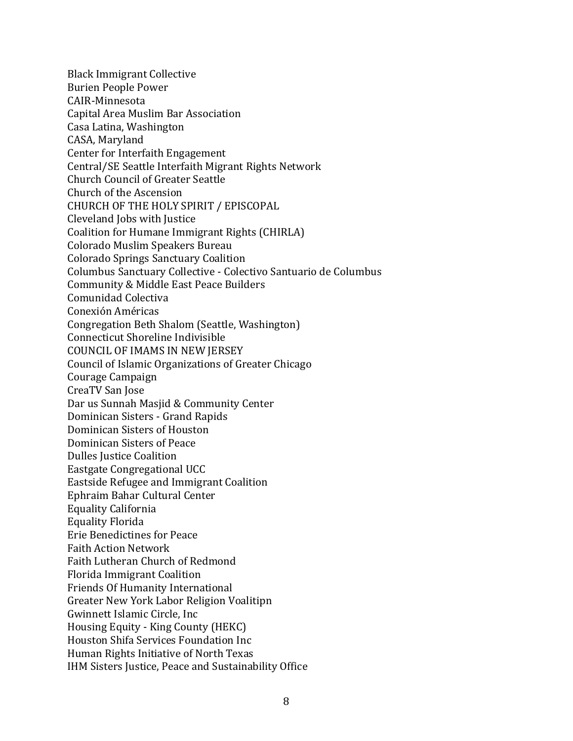Black Immigrant Collective
Burien People Power
CAIR-Minnesota
Capital Area Muslim Bar Association
Casa Latina, Washington
CASA, Maryland
Center for Interfaith Engagement
Central/SE Seattle Interfaith Migrant Rights Network
Church Council of Greater Seattle
Church of the Ascension
CHURCH OF THE HOLY SPIRIT / EPISCOPAL
Cleveland Jobs with Justice
Coalition for Humane Immigrant Rights (CHIRLA)
Colorado Muslim Speakers Bureau
Colorado Springs Sanctuary Coalition
Columbus Sanctuary Collective - Colectivo Santuario de Columbus
Community & Middle East Peace Builders
Comunidad Colectiva
Conexión Américas
Congregation Beth Shalom (Seattle, Washington)
Connecticut Shoreline Indivisible
COUNCIL OF IMAMS IN NEW JERSEY
Council of Islamic Organizations of Greater Chicago
Courage Campaign
CreaTV San Jose
Dar us Sunnah Masjid & Community Center
Dominican Sisters - Grand Rapids
Dominican Sisters of Houston
Dominican Sisters of Peace
Dulles Justice Coalition
Eastgate Congregational UCC
Eastside Refugee and Immigrant Coalition
Ephraim Bahar Cultural Center
Equality California
Equality Florida
Erie Benedictines for Peace
Faith Action Network
Faith Lutheran Church of Redmond
Florida Immigrant Coalition
Friends Of Humanity International
Greater New York Labor Religion Voalitipn
Gwinnett Islamic Circle, Inc
Housing Equity - King County (HEKC)
Houston Shifa Services Foundation Inc
Human Rights Initiative of North Texas
IHM Sisters Justice, Peace and Sustainability Office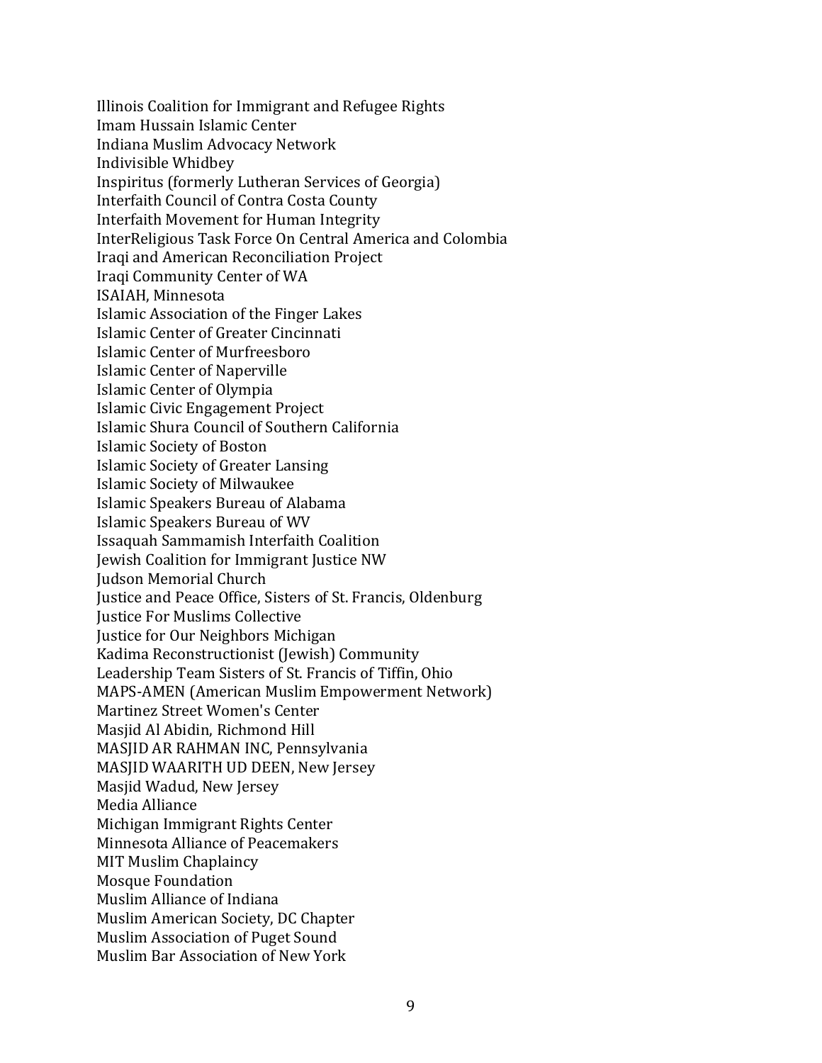Illinois Coalition for Immigrant and Refugee Rights
Imam Hussain Islamic Center
Indiana Muslim Advocacy Network
Indivisible Whidbey
Inspiritus (formerly Lutheran Services of Georgia)
Interfaith Council of Contra Costa County
Interfaith Movement for Human Integrity
InterReligious Task Force On Central America and Colombia
Iraqi and American Reconciliation Project
Iraqi Community Center of WA
ISAIAH, Minnesota
Islamic Association of the Finger Lakes
Islamic Center of Greater Cincinnati
Islamic Center of Murfreesboro
Islamic Center of Naperville
Islamic Center of Olympia
Islamic Civic Engagement Project
Islamic Shura Council of Southern California
Islamic Society of Boston
Islamic Society of Greater Lansing
Islamic Society of Milwaukee
Islamic Speakers Bureau of Alabama
Islamic Speakers Bureau of WV
Issaquah Sammamish Interfaith Coalition
Jewish Coalition for Immigrant Justice NW
Judson Memorial Church
Justice and Peace Office, Sisters of St. Francis, Oldenburg
Justice For Muslims Collective
Justice for Our Neighbors Michigan
Kadima Reconstructionist (Jewish) Community
Leadership Team Sisters of St. Francis of Tiffin, Ohio
MAPS-AMEN (American Muslim Empowerment Network)
Martinez Street Women's Center
Masjid Al Abidin, Richmond Hill
MASJID AR RAHMAN INC, Pennsylvania
MASJID WAARITH UD DEEN, New Jersey
Masjid Wadud, New Jersey
Media Alliance
Michigan Immigrant Rights Center
Minnesota Alliance of Peacemakers
MIT Muslim Chaplaincy
Mosque Foundation
Muslim Alliance of Indiana
Muslim American Society, DC Chapter
Muslim Association of Puget Sound
Muslim Bar Association of New York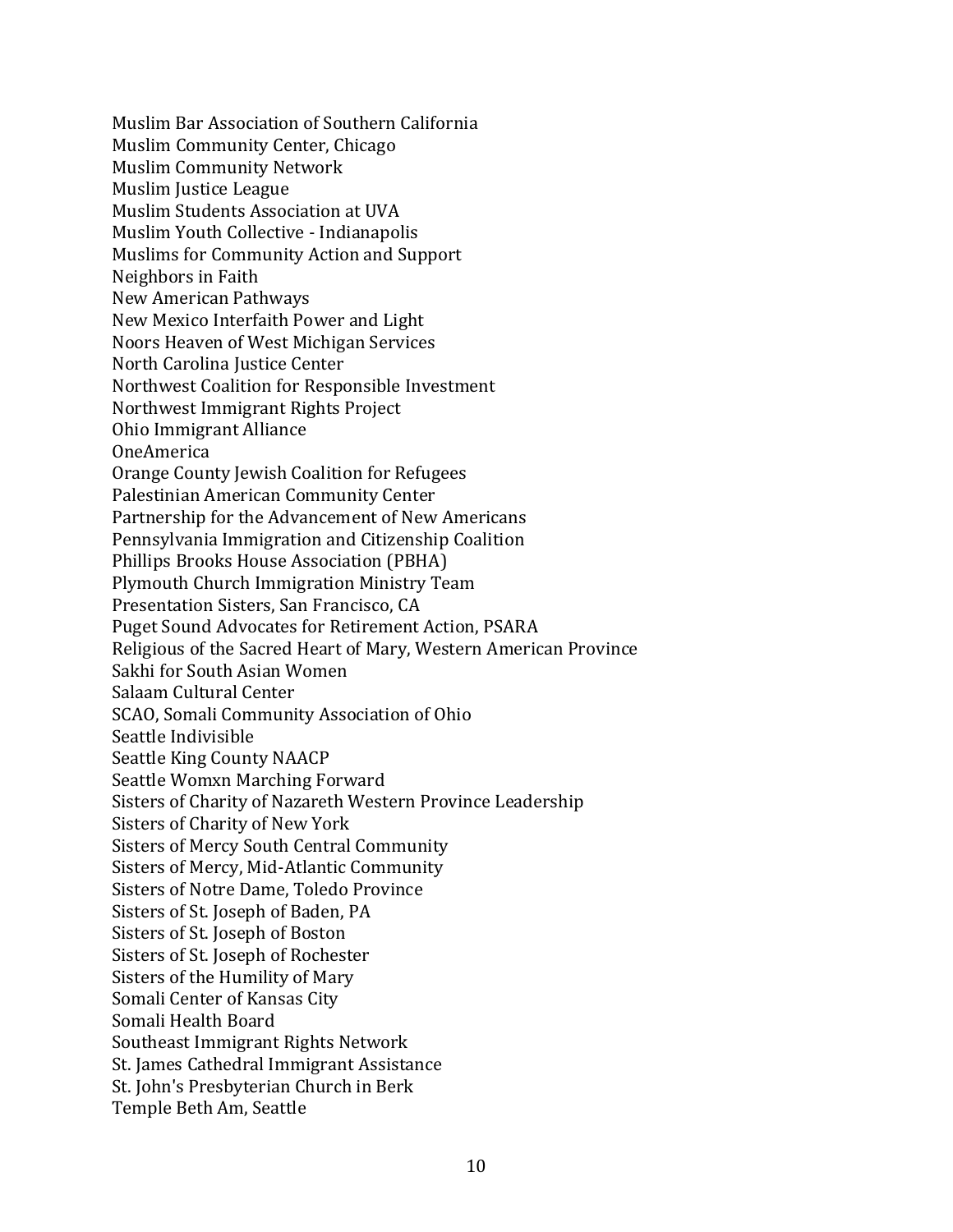Muslim Bar Association of Southern California
Muslim Community Center, Chicago
Muslim Community Network
Muslim Justice League
Muslim Students Association at UVA
Muslim Youth Collective - Indianapolis
Muslims for Community Action and Support
Neighbors in Faith
New American Pathways
New Mexico Interfaith Power and Light
Noors Heaven of West Michigan Services
North Carolina Justice Center
Northwest Coalition for Responsible Investment
Northwest Immigrant Rights Project
Ohio Immigrant Alliance
OneAmerica
Orange County Jewish Coalition for Refugees
Palestinian American Community Center
Partnership for the Advancement of New Americans
Pennsylvania Immigration and Citizenship Coalition
Phillips Brooks House Association (PBHA)
Plymouth Church Immigration Ministry Team
Presentation Sisters, San Francisco, CA
Puget Sound Advocates for Retirement Action, PSARA
Religious of the Sacred Heart of Mary, Western American Province
Sakhi for South Asian Women
Salaam Cultural Center
SCAO, Somali Community Association of Ohio
Seattle Indivisible
Seattle King County NAACP
Seattle Womxn Marching Forward
Sisters of Charity of Nazareth Western Province Leadership
Sisters of Charity of New York
Sisters of Mercy South Central Community
Sisters of Mercy, Mid-Atlantic Community
Sisters of Notre Dame, Toledo Province
Sisters of St. Joseph of Baden, PA
Sisters of St. Joseph of Boston
Sisters of St. Joseph of Rochester
Sisters of the Humility of Mary
Somali Center of Kansas City
Somali Health Board
Southeast Immigrant Rights Network
St. James Cathedral Immigrant Assistance
St. John's Presbyterian Church in Berk
Temple Beth Am, Seattle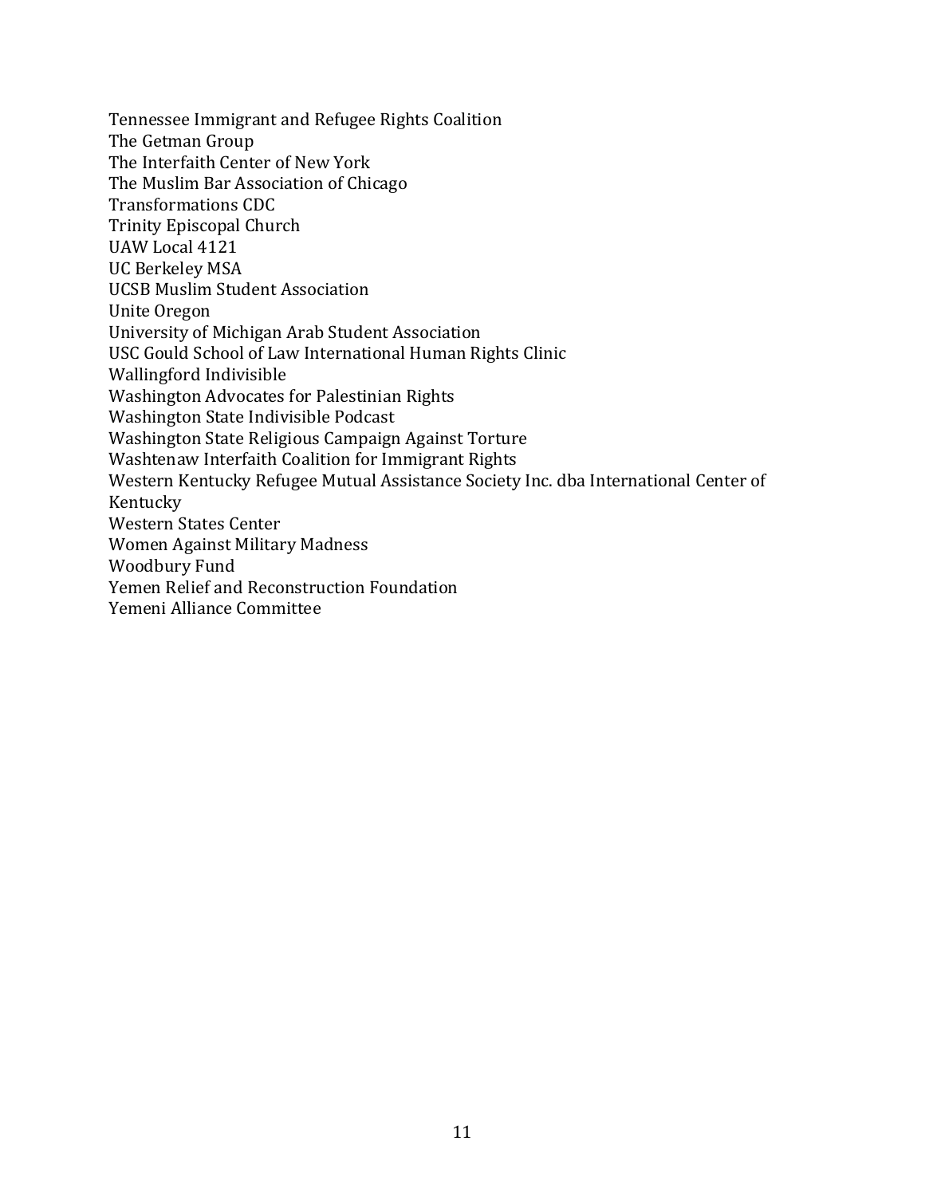Tennessee Immigrant and Refugee Rights Coalition
The Getman Group
The Interfaith Center of New York
The Muslim Bar Association of Chicago
Transformations CDC
Trinity Episcopal Church
UAW Local 4121
UC Berkeley MSA
UCSB Muslim Student Association
Unite Oregon
University of Michigan Arab Student Association
USC Gould School of Law International Human Rights Clinic
Wallingford Indivisible
Washington Advocates for Palestinian Rights
Washington State Indivisible Podcast
Washington State Religious Campaign Against Torture
Washtenaw Interfaith Coalition for Immigrant Rights
Western Kentucky Refugee Mutual Assistance Society Inc. dba International Center of Kentucky
Western States Center
Women Against Military Madness
Woodbury Fund
Yemen Relief and Reconstruction Foundation
Yemeni Alliance Committee